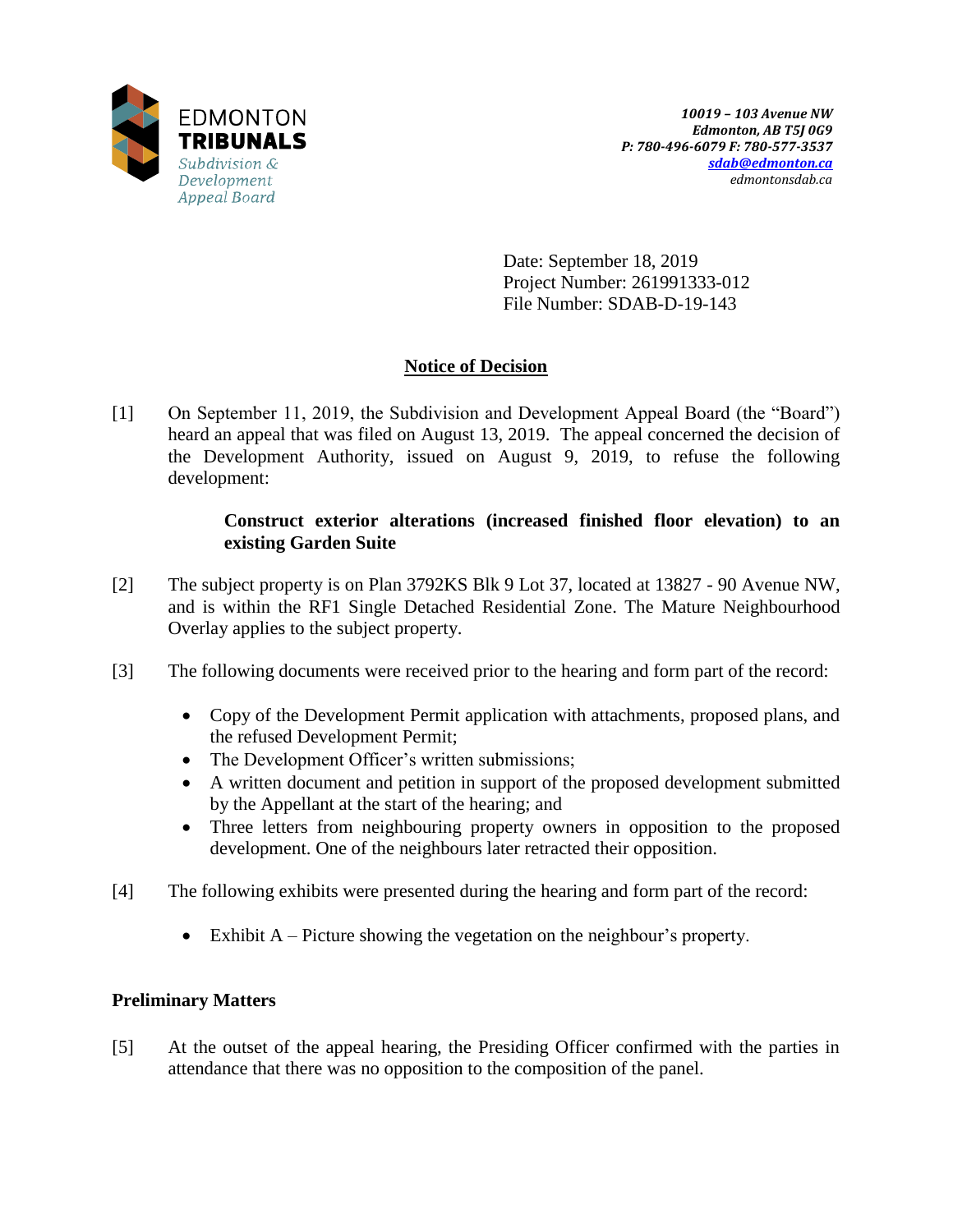EDMONTON
**TRIBUNALS**
*Subdivision & Development Appeal Board*

*10019 – 103 Avenue NW*
*Edmonton, AB T5J 0G9*
*P: 780-496-6079 F: 780-577-3537*
*sdab@edmonton.ca*
*edmontonsdab.ca*

Date: September 18, 2019
Project Number: 261991333-012
File Number: SDAB-D-19-143

## Notice of Decision

[1] On September 11, 2019, the Subdivision and Development Appeal Board (the "Board") heard an appeal that was filed on August 13, 2019. The appeal concerned the decision of the Development Authority, issued on August 9, 2019, to refuse the following development:

> **Construct exterior alterations (increased finished floor elevation) to an existing Garden Suite**

[2] The subject property is on Plan 3792KS Blk 9 Lot 37, located at 13827 - 90 Avenue NW, and is within the RF1 Single Detached Residential Zone. The Mature Neighbourhood Overlay applies to the subject property.

[3] The following documents were received prior to the hearing and form part of the record:

- Copy of the Development Permit application with attachments, proposed plans, and the refused Development Permit;
- The Development Officer's written submissions;
- A written document and petition in support of the proposed development submitted by the Appellant at the start of the hearing; and
- Three letters from neighbouring property owners in opposition to the proposed development. One of the neighbours later retracted their opposition.

[4] The following exhibits were presented during the hearing and form part of the record:

- Exhibit A – Picture showing the vegetation on the neighbour's property.

### Preliminary Matters

[5] At the outset of the appeal hearing, the Presiding Officer confirmed with the parties in attendance that there was no opposition to the composition of the panel.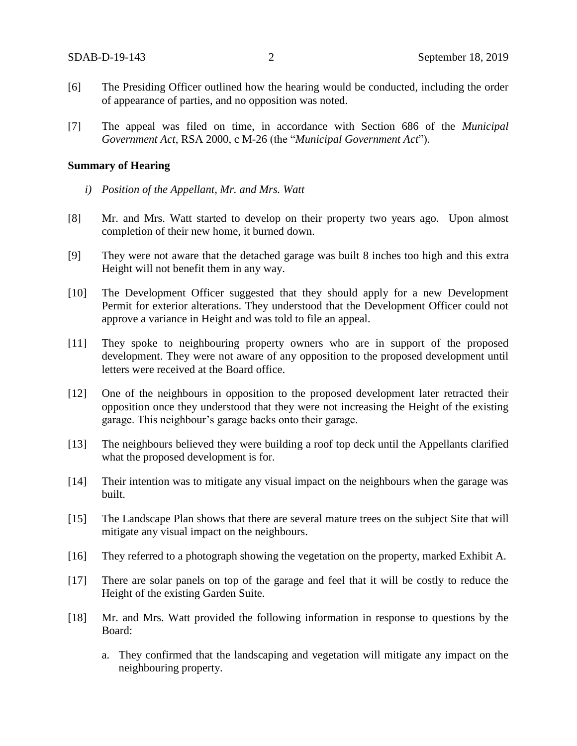[6] The Presiding Officer outlined how the hearing would be conducted, including the order of appearance of parties, and no opposition was noted.

[7] The appeal was filed on time, in accordance with Section 686 of the *Municipal Government Act*, RSA 2000, c M-26 (the "*Municipal Government Act*").

**Summary of Hearing**

*i) Position of the Appellant, Mr. and Mrs. Watt*

[8] Mr. and Mrs. Watt started to develop on their property two years ago. Upon almost completion of their new home, it burned down.

[9] They were not aware that the detached garage was built 8 inches too high and this extra Height will not benefit them in any way.

[10] The Development Officer suggested that they should apply for a new Development Permit for exterior alterations. They understood that the Development Officer could not approve a variance in Height and was told to file an appeal.

[11] They spoke to neighbouring property owners who are in support of the proposed development. They were not aware of any opposition to the proposed development until letters were received at the Board office.

[12] One of the neighbours in opposition to the proposed development later retracted their opposition once they understood that they were not increasing the Height of the existing garage. This neighbour's garage backs onto their garage.

[13] The neighbours believed they were building a roof top deck until the Appellants clarified what the proposed development is for.

[14] Their intention was to mitigate any visual impact on the neighbours when the garage was built.

[15] The Landscape Plan shows that there are several mature trees on the subject Site that will mitigate any visual impact on the neighbours.

[16] They referred to a photograph showing the vegetation on the property, marked Exhibit A.

[17] There are solar panels on top of the garage and feel that it will be costly to reduce the Height of the existing Garden Suite.

[18] Mr. and Mrs. Watt provided the following information in response to questions by the Board:

a. They confirmed that the landscaping and vegetation will mitigate any impact on the neighbouring property.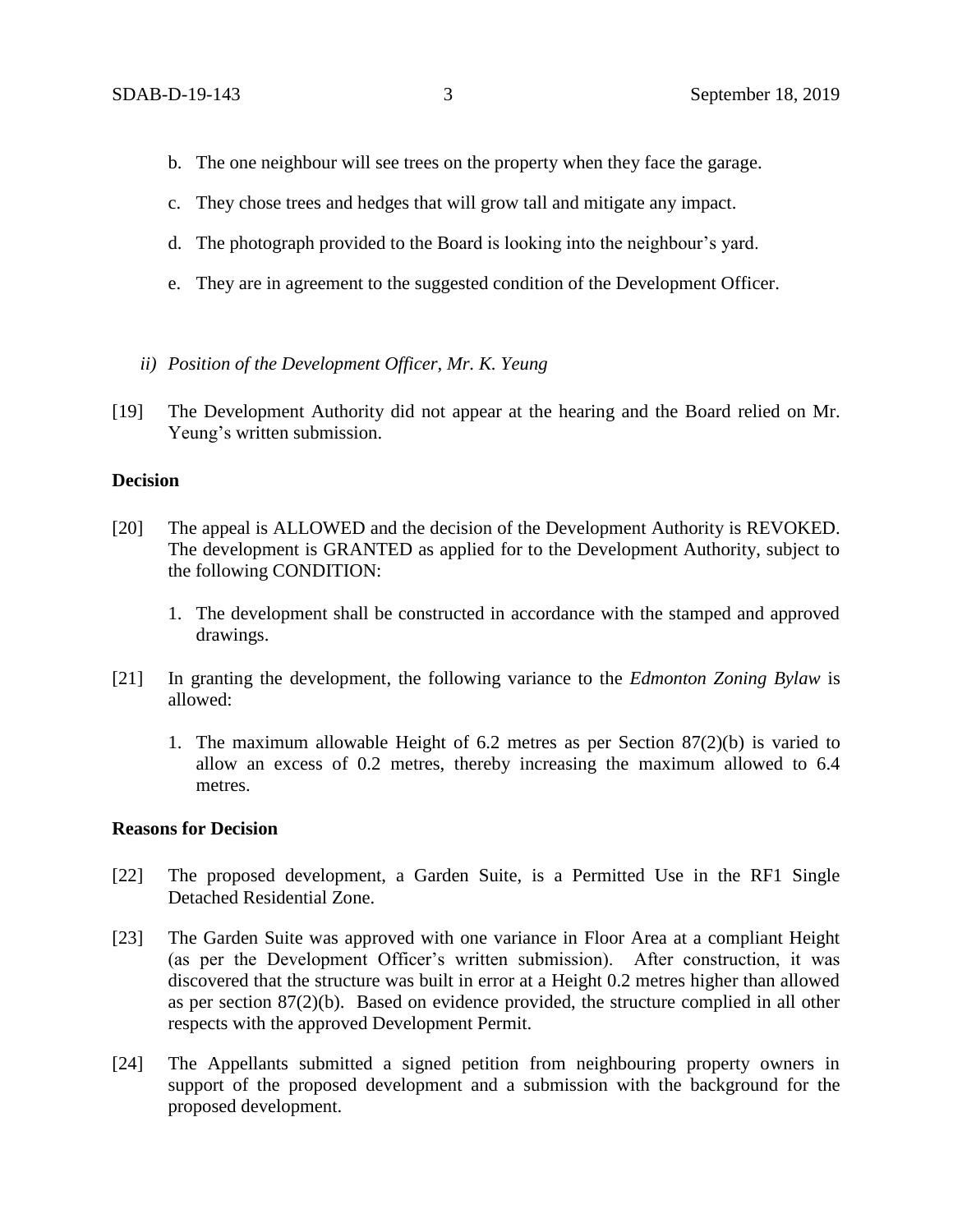b. The one neighbour will see trees on the property when they face the garage.

c. They chose trees and hedges that will grow tall and mitigate any impact.

d. The photograph provided to the Board is looking into the neighbour's yard.

e. They are in agreement to the suggested condition of the Development Officer.

*ii) Position of the Development Officer, Mr. K. Yeung*

[19] The Development Authority did not appear at the hearing and the Board relied on Mr. Yeung's written submission.

**Decision**

[20] The appeal is ALLOWED and the decision of the Development Authority is REVOKED. The development is GRANTED as applied for to the Development Authority, subject to the following CONDITION:

1. The development shall be constructed in accordance with the stamped and approved drawings.

[21] In granting the development, the following variance to the *Edmonton Zoning Bylaw* is allowed:

1. The maximum allowable Height of 6.2 metres as per Section 87(2)(b) is varied to allow an excess of 0.2 metres, thereby increasing the maximum allowed to 6.4 metres.

**Reasons for Decision**

[22] The proposed development, a Garden Suite, is a Permitted Use in the RF1 Single Detached Residential Zone.

[23] The Garden Suite was approved with one variance in Floor Area at a compliant Height (as per the Development Officer's written submission). After construction, it was discovered that the structure was built in error at a Height 0.2 metres higher than allowed as per section 87(2)(b). Based on evidence provided, the structure complied in all other respects with the approved Development Permit.

[24] The Appellants submitted a signed petition from neighbouring property owners in support of the proposed development and a submission with the background for the proposed development.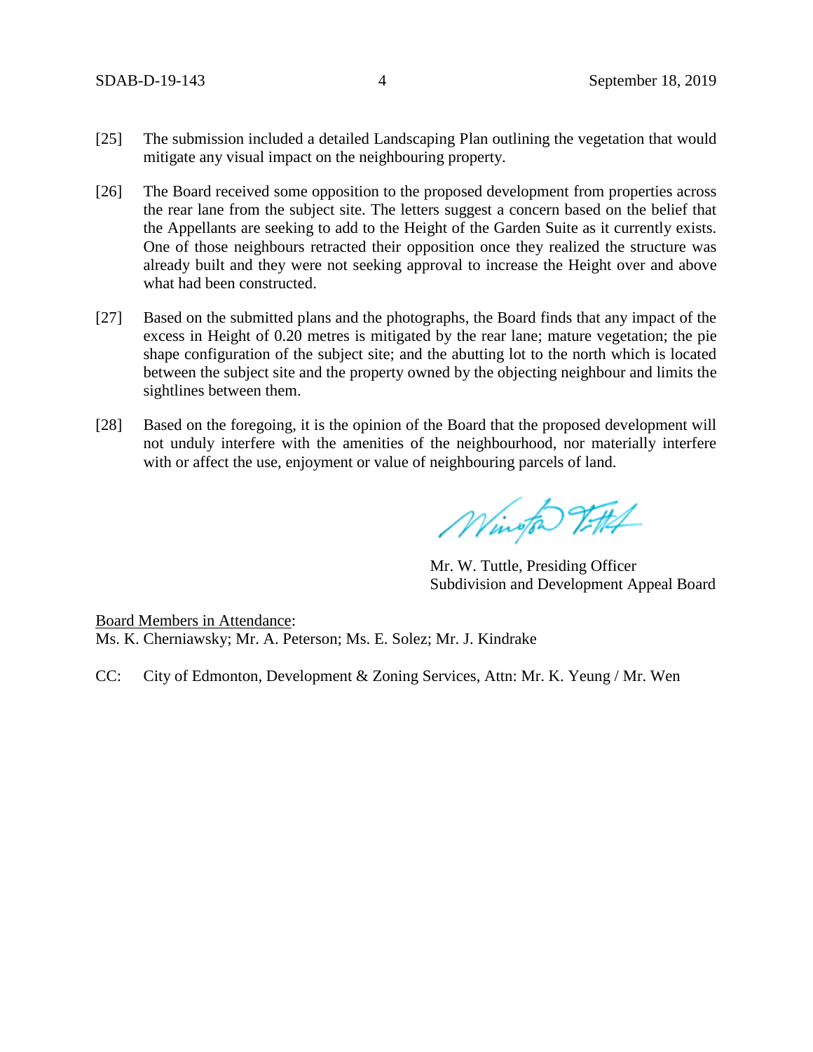[25] The submission included a detailed Landscaping Plan outlining the vegetation that would mitigate any visual impact on the neighbouring property.

[26] The Board received some opposition to the proposed development from properties across the rear lane from the subject site. The letters suggest a concern based on the belief that the Appellants are seeking to add to the Height of the Garden Suite as it currently exists. One of those neighbours retracted their opposition once they realized the structure was already built and they were not seeking approval to increase the Height over and above what had been constructed.

[27] Based on the submitted plans and the photographs, the Board finds that any impact of the excess in Height of 0.20 metres is mitigated by the rear lane; mature vegetation; the pie shape configuration of the subject site; and the abutting lot to the north which is located between the subject site and the property owned by the objecting neighbour and limits the sightlines between them.

[28] Based on the foregoing, it is the opinion of the Board that the proposed development will not unduly interfere with the amenities of the neighbourhood, nor materially interfere with or affect the use, enjoyment or value of neighbouring parcels of land.

Mr. W. Tuttle, Presiding Officer
Subdivision and Development Appeal Board

Board Members in Attendance:
Ms. K. Cherniawsky; Mr. A. Peterson; Ms. E. Solez; Mr. J. Kindrake

CC: City of Edmonton, Development & Zoning Services, Attn: Mr. K. Yeung / Mr. Wen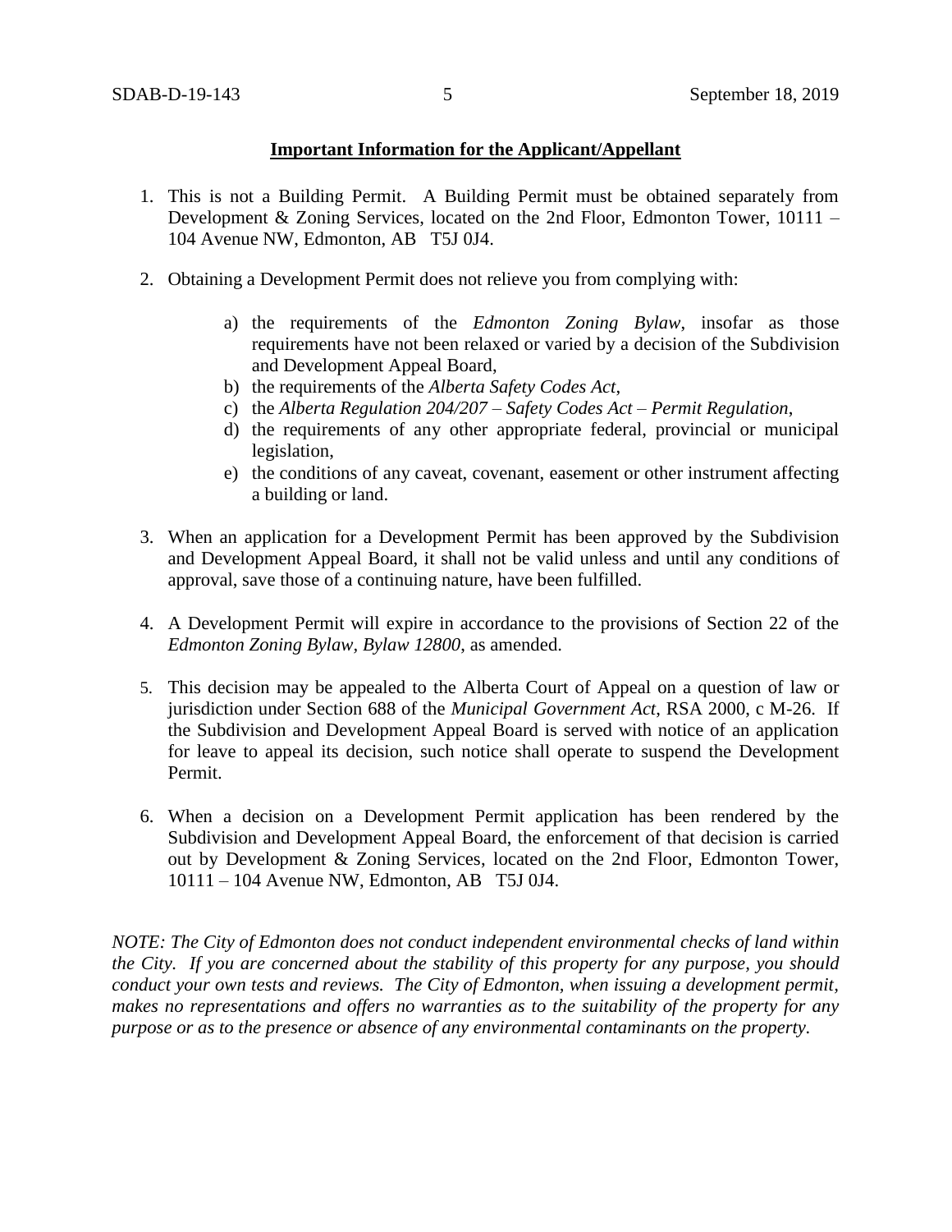**Important Information for the Applicant/Appellant**

1. This is not a Building Permit. A Building Permit must be obtained separately from Development & Zoning Services, located on the 2nd Floor, Edmonton Tower, 10111 – 104 Avenue NW, Edmonton, AB T5J 0J4.

2. Obtaining a Development Permit does not relieve you from complying with:

   a) the requirements of the *Edmonton Zoning Bylaw*, insofar as those requirements have not been relaxed or varied by a decision of the Subdivision and Development Appeal Board,
   b) the requirements of the *Alberta Safety Codes Act*,
   c) the *Alberta Regulation 204/207 – Safety Codes Act – Permit Regulation*,
   d) the requirements of any other appropriate federal, provincial or municipal legislation,
   e) the conditions of any caveat, covenant, easement or other instrument affecting a building or land.

3. When an application for a Development Permit has been approved by the Subdivision and Development Appeal Board, it shall not be valid unless and until any conditions of approval, save those of a continuing nature, have been fulfilled.

4. A Development Permit will expire in accordance to the provisions of Section 22 of the *Edmonton Zoning Bylaw, Bylaw 12800*, as amended.

5. This decision may be appealed to the Alberta Court of Appeal on a question of law or jurisdiction under Section 688 of the *Municipal Government Act*, RSA 2000, c M-26. If the Subdivision and Development Appeal Board is served with notice of an application for leave to appeal its decision, such notice shall operate to suspend the Development Permit.

6. When a decision on a Development Permit application has been rendered by the Subdivision and Development Appeal Board, the enforcement of that decision is carried out by Development & Zoning Services, located on the 2nd Floor, Edmonton Tower, 10111 – 104 Avenue NW, Edmonton, AB T5J 0J4.

*NOTE: The City of Edmonton does not conduct independent environmental checks of land within the City. If you are concerned about the stability of this property for any purpose, you should conduct your own tests and reviews. The City of Edmonton, when issuing a development permit, makes no representations and offers no warranties as to the suitability of the property for any purpose or as to the presence or absence of any environmental contaminants on the property.*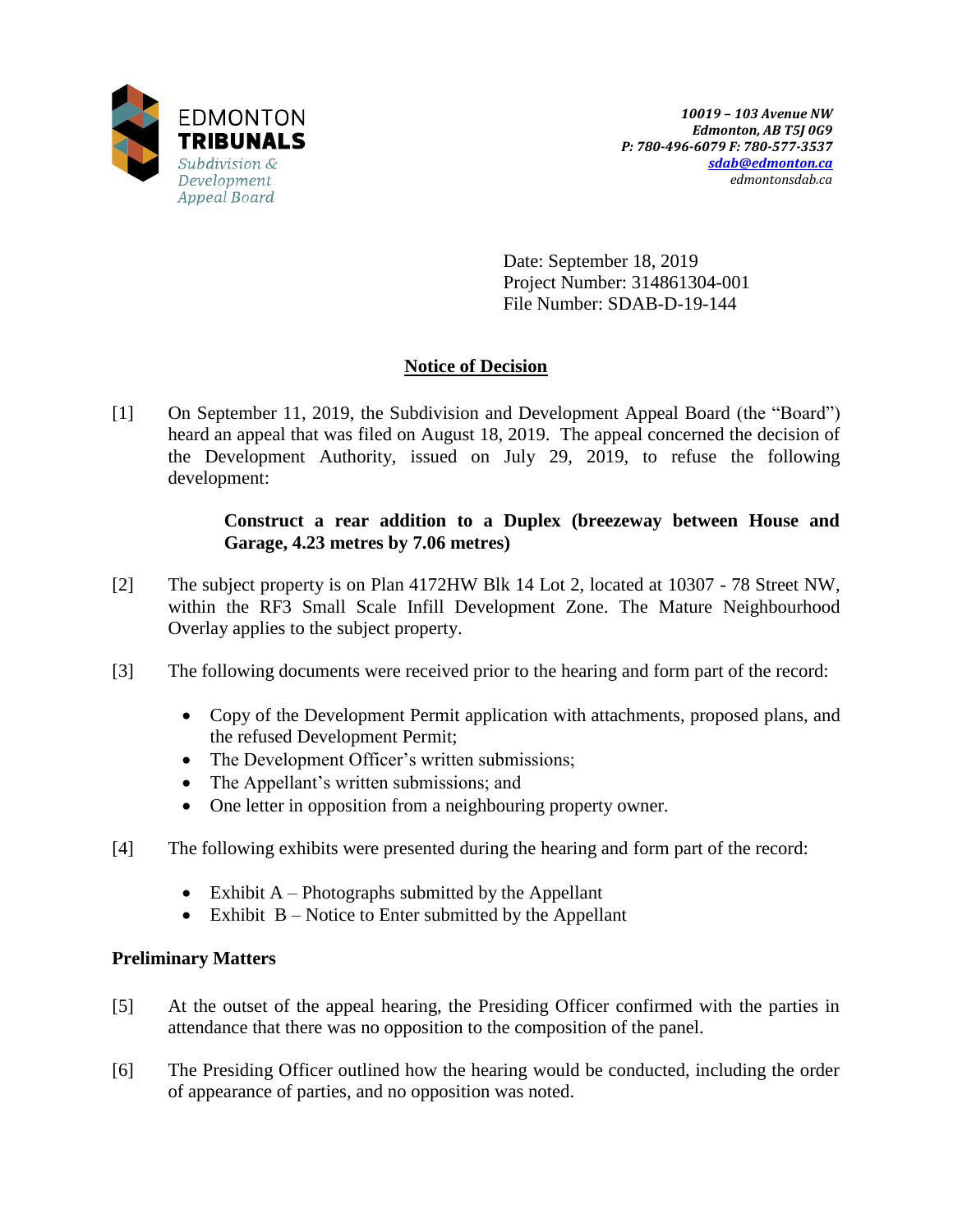EDMONTON
**TRIBUNALS**
*Subdivision & Development Appeal Board*

***10019 – 103 Avenue NW***
***Edmonton, AB T5J 0G9***
***P: 780-496-6079 F: 780-577-3537***
***sdab@edmonton.ca***
*edmontonsdab.ca*

Date: September 18, 2019
Project Number: 314861304-001
File Number: SDAB-D-19-144

## Notice of Decision

[1] On September 11, 2019, the Subdivision and Development Appeal Board (the "Board") heard an appeal that was filed on August 18, 2019. The appeal concerned the decision of the Development Authority, issued on July 29, 2019, to refuse the following development:

> **Construct a rear addition to a Duplex (breezeway between House and Garage, 4.23 metres by 7.06 metres)**

[2] The subject property is on Plan 4172HW Blk 14 Lot 2, located at 10307 - 78 Street NW, within the RF3 Small Scale Infill Development Zone. The Mature Neighbourhood Overlay applies to the subject property.

[3] The following documents were received prior to the hearing and form part of the record:

- Copy of the Development Permit application with attachments, proposed plans, and the refused Development Permit;
- The Development Officer's written submissions;
- The Appellant's written submissions; and
- One letter in opposition from a neighbouring property owner.

[4] The following exhibits were presented during the hearing and form part of the record:

- Exhibit A – Photographs submitted by the Appellant
- Exhibit B – Notice to Enter submitted by the Appellant

### Preliminary Matters

[5] At the outset of the appeal hearing, the Presiding Officer confirmed with the parties in attendance that there was no opposition to the composition of the panel.

[6] The Presiding Officer outlined how the hearing would be conducted, including the order of appearance of parties, and no opposition was noted.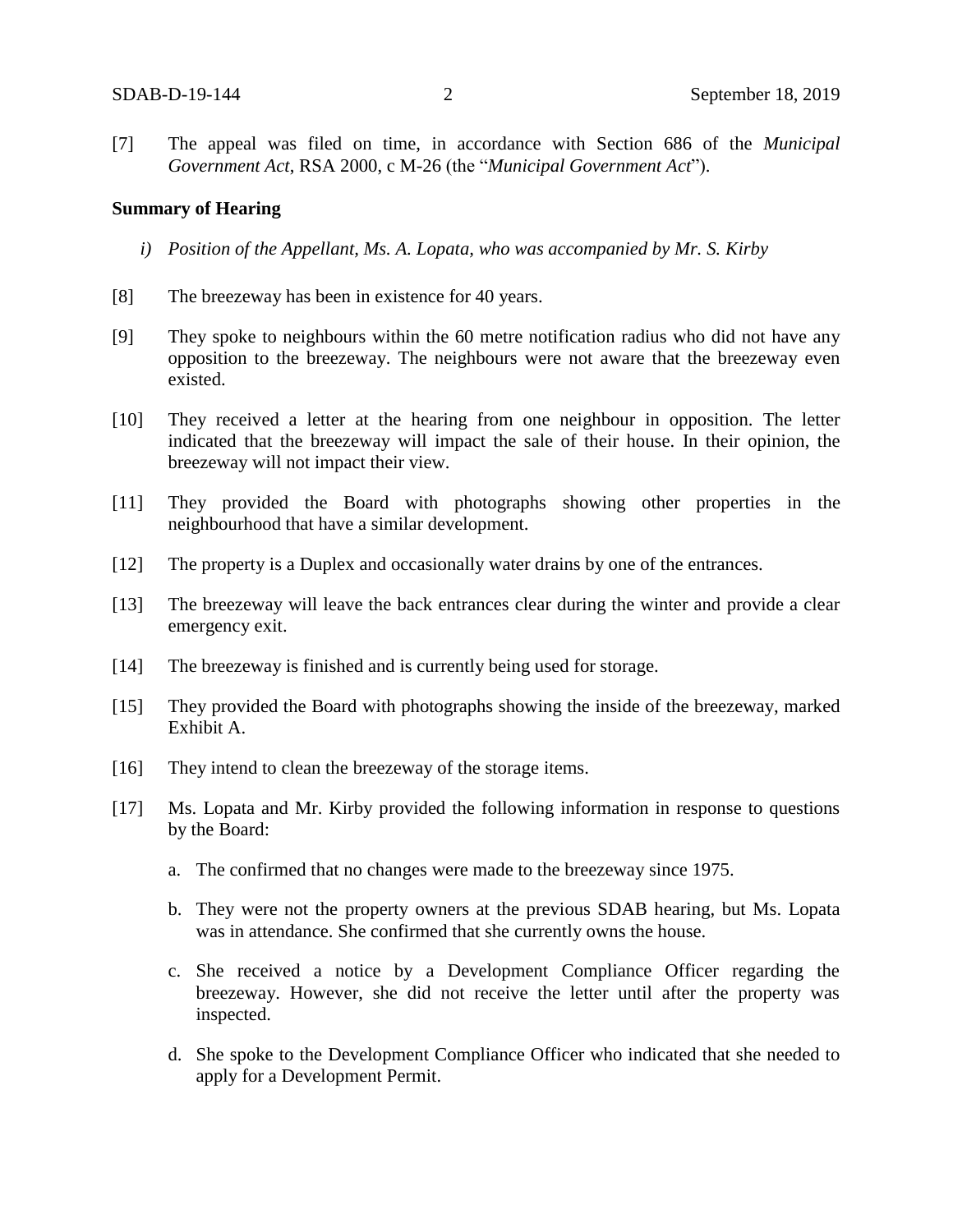[7] The appeal was filed on time, in accordance with Section 686 of the *Municipal Government Act*, RSA 2000, c M-26 (the "*Municipal Government Act*").

**Summary of Hearing**

*i) Position of the Appellant, Ms. A. Lopata, who was accompanied by Mr. S. Kirby*

[8] The breezeway has been in existence for 40 years.

[9] They spoke to neighbours within the 60 metre notification radius who did not have any opposition to the breezeway. The neighbours were not aware that the breezeway even existed.

[10] They received a letter at the hearing from one neighbour in opposition. The letter indicated that the breezeway will impact the sale of their house. In their opinion, the breezeway will not impact their view.

[11] They provided the Board with photographs showing other properties in the neighbourhood that have a similar development.

[12] The property is a Duplex and occasionally water drains by one of the entrances.

[13] The breezeway will leave the back entrances clear during the winter and provide a clear emergency exit.

[14] The breezeway is finished and is currently being used for storage.

[15] They provided the Board with photographs showing the inside of the breezeway, marked Exhibit A.

[16] They intend to clean the breezeway of the storage items.

[17] Ms. Lopata and Mr. Kirby provided the following information in response to questions by the Board:

a. The confirmed that no changes were made to the breezeway since 1975.

b. They were not the property owners at the previous SDAB hearing, but Ms. Lopata was in attendance. She confirmed that she currently owns the house.

c. She received a notice by a Development Compliance Officer regarding the breezeway. However, she did not receive the letter until after the property was inspected.

d. She spoke to the Development Compliance Officer who indicated that she needed to apply for a Development Permit.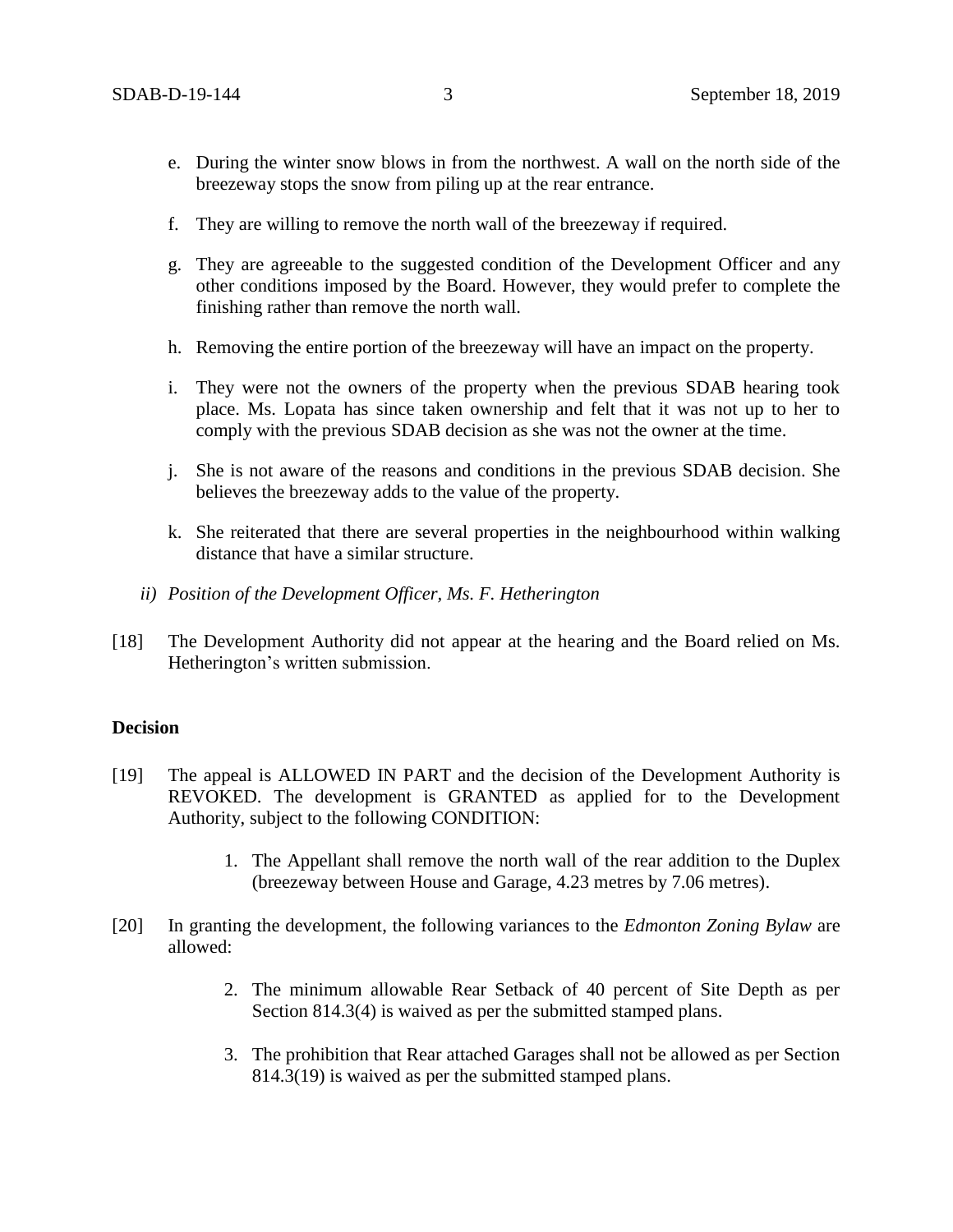e. During the winter snow blows in from the northwest. A wall on the north side of the breezeway stops the snow from piling up at the rear entrance.

f. They are willing to remove the north wall of the breezeway if required.

g. They are agreeable to the suggested condition of the Development Officer and any other conditions imposed by the Board. However, they would prefer to complete the finishing rather than remove the north wall.

h. Removing the entire portion of the breezeway will have an impact on the property.

i. They were not the owners of the property when the previous SDAB hearing took place. Ms. Lopata has since taken ownership and felt that it was not up to her to comply with the previous SDAB decision as she was not the owner at the time.

j. She is not aware of the reasons and conditions in the previous SDAB decision. She believes the breezeway adds to the value of the property.

k. She reiterated that there are several properties in the neighbourhood within walking distance that have a similar structure.

*ii) Position of the Development Officer, Ms. F. Hetherington*

[18] The Development Authority did not appear at the hearing and the Board relied on Ms. Hetherington's written submission.

**Decision**

[19] The appeal is ALLOWED IN PART and the decision of the Development Authority is REVOKED. The development is GRANTED as applied for to the Development Authority, subject to the following CONDITION:

1. The Appellant shall remove the north wall of the rear addition to the Duplex (breezeway between House and Garage, 4.23 metres by 7.06 metres).

[20] In granting the development, the following variances to the *Edmonton Zoning Bylaw* are allowed:

2. The minimum allowable Rear Setback of 40 percent of Site Depth as per Section 814.3(4) is waived as per the submitted stamped plans.

3. The prohibition that Rear attached Garages shall not be allowed as per Section 814.3(19) is waived as per the submitted stamped plans.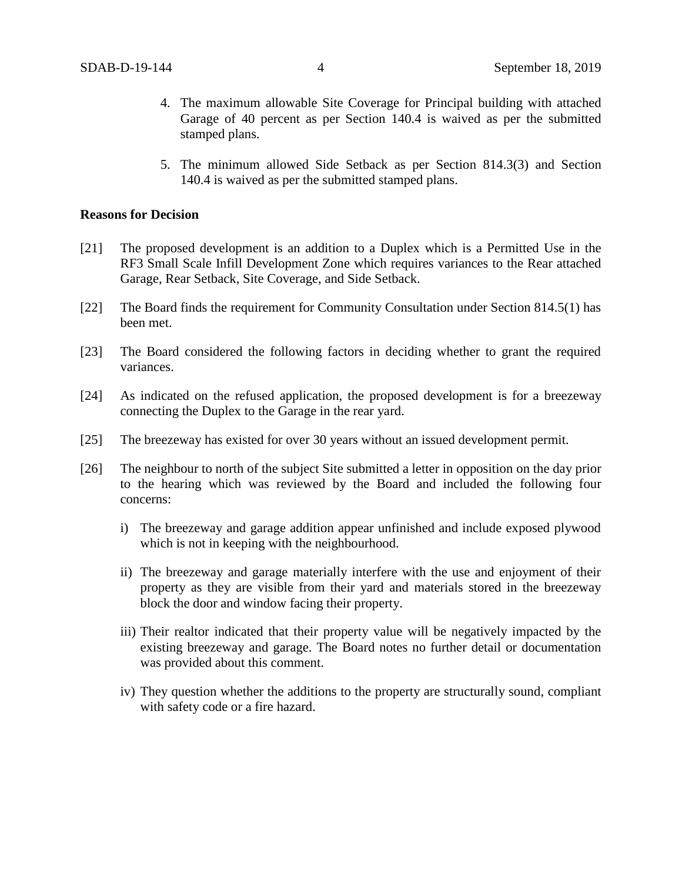4. The maximum allowable Site Coverage for Principal building with attached Garage of 40 percent as per Section 140.4 is waived as per the submitted stamped plans.

5. The minimum allowed Side Setback as per Section 814.3(3) and Section 140.4 is waived as per the submitted stamped plans.

**Reasons for Decision**

[21] The proposed development is an addition to a Duplex which is a Permitted Use in the RF3 Small Scale Infill Development Zone which requires variances to the Rear attached Garage, Rear Setback, Site Coverage, and Side Setback.

[22] The Board finds the requirement for Community Consultation under Section 814.5(1) has been met.

[23] The Board considered the following factors in deciding whether to grant the required variances.

[24] As indicated on the refused application, the proposed development is for a breezeway connecting the Duplex to the Garage in the rear yard.

[25] The breezeway has existed for over 30 years without an issued development permit.

[26] The neighbour to north of the subject Site submitted a letter in opposition on the day prior to the hearing which was reviewed by the Board and included the following four concerns:

i) The breezeway and garage addition appear unfinished and include exposed plywood which is not in keeping with the neighbourhood.

ii) The breezeway and garage materially interfere with the use and enjoyment of their property as they are visible from their yard and materials stored in the breezeway block the door and window facing their property.

iii) Their realtor indicated that their property value will be negatively impacted by the existing breezeway and garage. The Board notes no further detail or documentation was provided about this comment.

iv) They question whether the additions to the property are structurally sound, compliant with safety code or a fire hazard.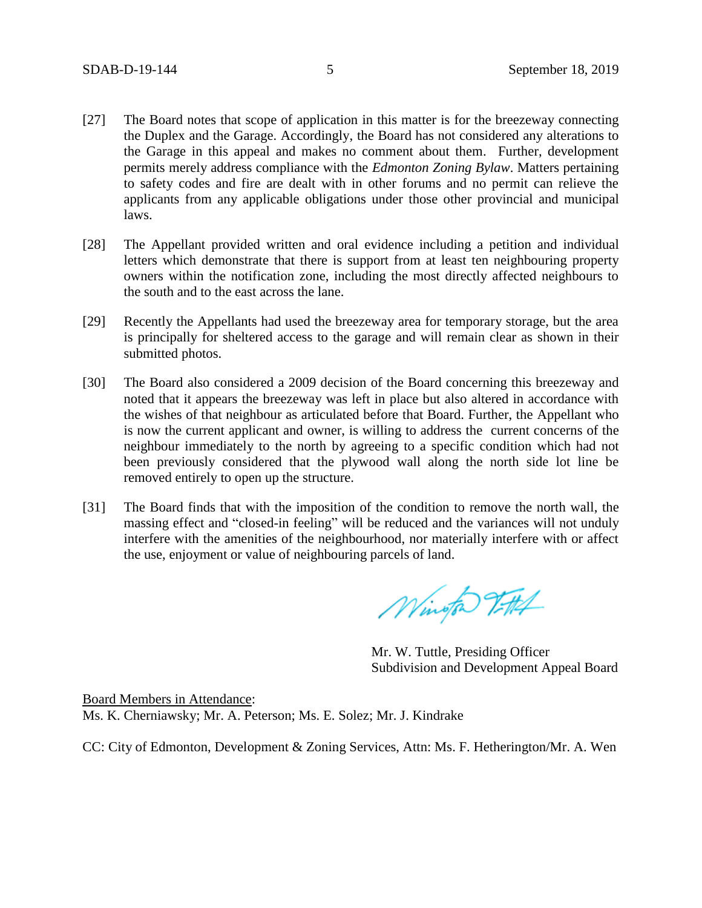[27] The Board notes that scope of application in this matter is for the breezeway connecting the Duplex and the Garage. Accordingly, the Board has not considered any alterations to the Garage in this appeal and makes no comment about them. Further, development permits merely address compliance with the *Edmonton Zoning Bylaw*. Matters pertaining to safety codes and fire are dealt with in other forums and no permit can relieve the applicants from any applicable obligations under those other provincial and municipal laws.

[28] The Appellant provided written and oral evidence including a petition and individual letters which demonstrate that there is support from at least ten neighbouring property owners within the notification zone, including the most directly affected neighbours to the south and to the east across the lane.

[29] Recently the Appellants had used the breezeway area for temporary storage, but the area is principally for sheltered access to the garage and will remain clear as shown in their submitted photos.

[30] The Board also considered a 2009 decision of the Board concerning this breezeway and noted that it appears the breezeway was left in place but also altered in accordance with the wishes of that neighbour as articulated before that Board. Further, the Appellant who is now the current applicant and owner, is willing to address the current concerns of the neighbour immediately to the north by agreeing to a specific condition which had not been previously considered that the plywood wall along the north side lot line be removed entirely to open up the structure.

[31] The Board finds that with the imposition of the condition to remove the north wall, the massing effect and "closed-in feeling" will be reduced and the variances will not unduly interfere with the amenities of the neighbourhood, nor materially interfere with or affect the use, enjoyment or value of neighbouring parcels of land.

Mr. W. Tuttle, Presiding Officer
Subdivision and Development Appeal Board

Board Members in Attendance:
Ms. K. Cherniawsky; Mr. A. Peterson; Ms. E. Solez; Mr. J. Kindrake

CC: City of Edmonton, Development & Zoning Services, Attn: Ms. F. Hetherington/Mr. A. Wen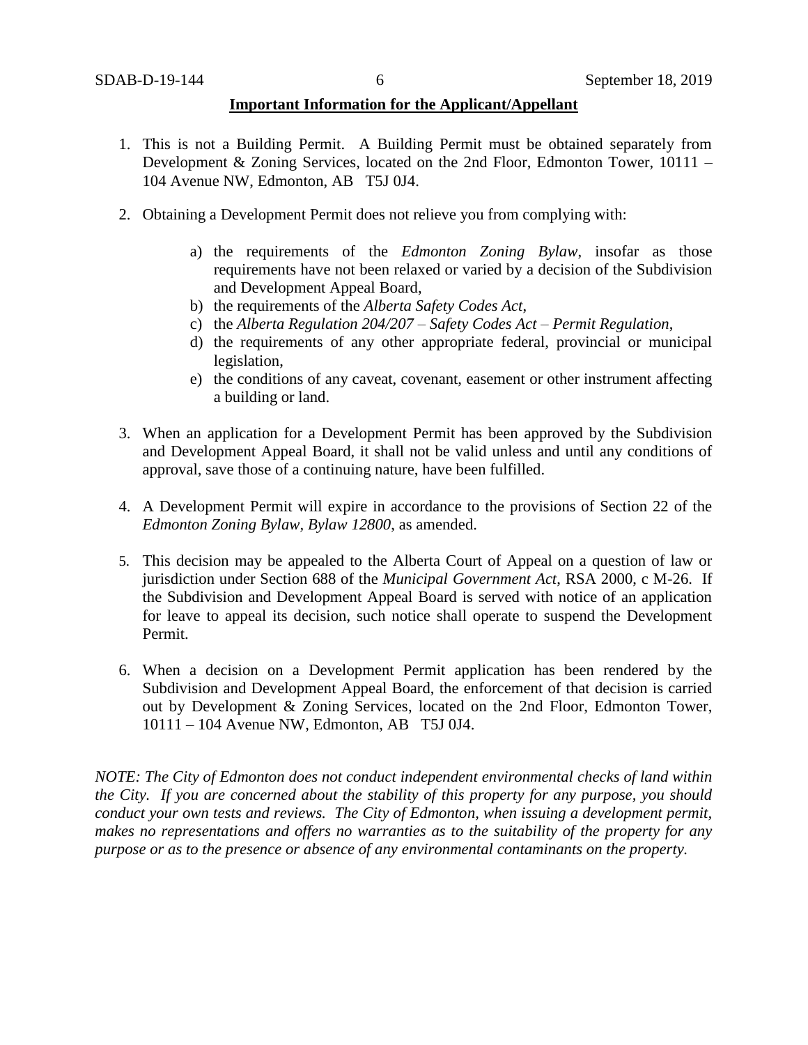**Important Information for the Applicant/Appellant**

1. This is not a Building Permit. A Building Permit must be obtained separately from Development & Zoning Services, located on the 2nd Floor, Edmonton Tower, 10111 – 104 Avenue NW, Edmonton, AB T5J 0J4.

2. Obtaining a Development Permit does not relieve you from complying with:

   a) the requirements of the *Edmonton Zoning Bylaw*, insofar as those requirements have not been relaxed or varied by a decision of the Subdivision and Development Appeal Board,
   b) the requirements of the *Alberta Safety Codes Act*,
   c) the *Alberta Regulation 204/207 – Safety Codes Act – Permit Regulation*,
   d) the requirements of any other appropriate federal, provincial or municipal legislation,
   e) the conditions of any caveat, covenant, easement or other instrument affecting a building or land.

3. When an application for a Development Permit has been approved by the Subdivision and Development Appeal Board, it shall not be valid unless and until any conditions of approval, save those of a continuing nature, have been fulfilled.

4. A Development Permit will expire in accordance to the provisions of Section 22 of the *Edmonton Zoning Bylaw, Bylaw 12800*, as amended.

5. This decision may be appealed to the Alberta Court of Appeal on a question of law or jurisdiction under Section 688 of the *Municipal Government Act*, RSA 2000, c M-26. If the Subdivision and Development Appeal Board is served with notice of an application for leave to appeal its decision, such notice shall operate to suspend the Development Permit.

6. When a decision on a Development Permit application has been rendered by the Subdivision and Development Appeal Board, the enforcement of that decision is carried out by Development & Zoning Services, located on the 2nd Floor, Edmonton Tower, 10111 – 104 Avenue NW, Edmonton, AB T5J 0J4.

*NOTE: The City of Edmonton does not conduct independent environmental checks of land within the City. If you are concerned about the stability of this property for any purpose, you should conduct your own tests and reviews. The City of Edmonton, when issuing a development permit, makes no representations and offers no warranties as to the suitability of the property for any purpose or as to the presence or absence of any environmental contaminants on the property.*